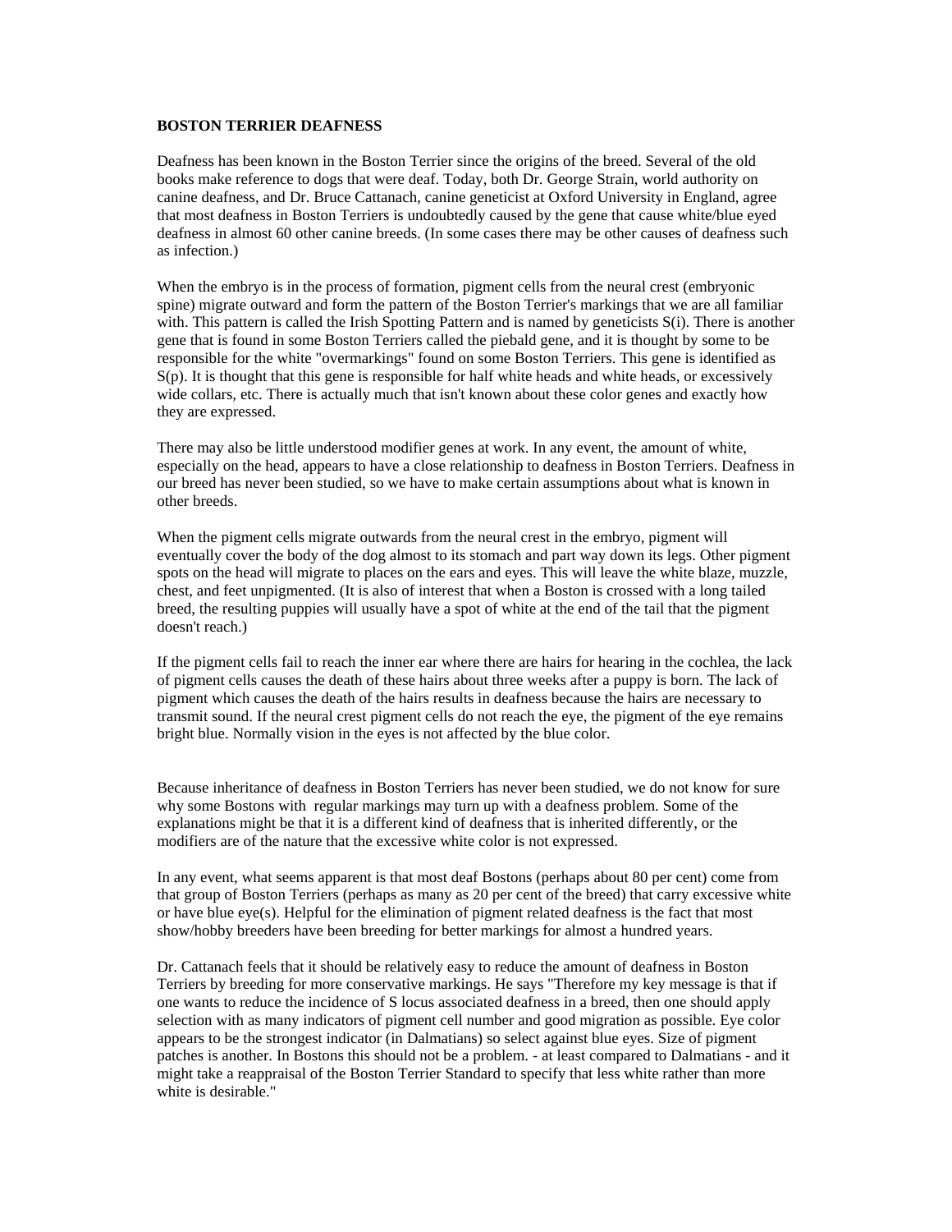**BOSTON TERRIER DEAFNESS**

Deafness has been known in the Boston Terrier since the origins of the breed. Several of the old books make reference to dogs that were deaf. Today, both Dr. George Strain, world authority on canine deafness, and Dr. Bruce Cattanach, canine geneticist at Oxford University in England, agree that most deafness in Boston Terriers is undoubtedly caused by the gene that cause white/blue eyed deafness in almost 60 other canine breeds. (In some cases there may be other causes of deafness such as infection.)

When the embryo is in the process of formation, pigment cells from the neural crest (embryonic spine) migrate outward and form the pattern of the Boston Terrier's markings that we are all familiar with. This pattern is called the Irish Spotting Pattern and is named by geneticists S(i). There is another gene that is found in some Boston Terriers called the piebald gene, and it is thought by some to be responsible for the white "overmarkings" found on some Boston Terriers. This gene is identified as S(p). It is thought that this gene is responsible for half white heads and white heads, or excessively wide collars, etc. There is actually much that isn't known about these color genes and exactly how they are expressed.

There may also be little understood modifier genes at work. In any event, the amount of white, especially on the head, appears to have a close relationship to deafness in Boston Terriers. Deafness in our breed has never been studied, so we have to make certain assumptions about what is known in other breeds.

When the pigment cells migrate outwards from the neural crest in the embryo, pigment will eventually cover the body of the dog almost to its stomach and part way down its legs. Other pigment spots on the head will migrate to places on the ears and eyes. This will leave the white blaze, muzzle, chest, and feet unpigmented. (It is also of interest that when a Boston is crossed with a long tailed breed, the resulting puppies will usually have a spot of white at the end of the tail that the pigment doesn't reach.)

If the pigment cells fail to reach the inner ear where there are hairs for hearing in the cochlea, the lack of pigment cells causes the death of these hairs about three weeks after a puppy is born. The lack of pigment which causes the death of the hairs results in deafness because the hairs are necessary to transmit sound. If the neural crest pigment cells do not reach the eye, the pigment of the eye remains bright blue. Normally vision in the eyes is not affected by the blue color.

Because inheritance of deafness in Boston Terriers has never been studied, we do not know for sure why some Bostons with regular markings may turn up with a deafness problem. Some of the explanations might be that it is a different kind of deafness that is inherited differently, or the modifiers are of the nature that the excessive white color is not expressed.

In any event, what seems apparent is that most deaf Bostons (perhaps about 80 per cent) come from that group of Boston Terriers (perhaps as many as 20 per cent of the breed) that carry excessive white or have blue eye(s). Helpful for the elimination of pigment related deafness is the fact that most show/hobby breeders have been breeding for better markings for almost a hundred years.

Dr. Cattanach feels that it should be relatively easy to reduce the amount of deafness in Boston Terriers by breeding for more conservative markings. He says "Therefore my key message is that if one wants to reduce the incidence of S locus associated deafness in a breed, then one should apply selection with as many indicators of pigment cell number and good migration as possible. Eye color appears to be the strongest indicator (in Dalmatians) so select against blue eyes. Size of pigment patches is another. In Bostons this should not be a problem. - at least compared to Dalmatians - and it might take a reappraisal of the Boston Terrier Standard to specify that less white rather than more white is desirable."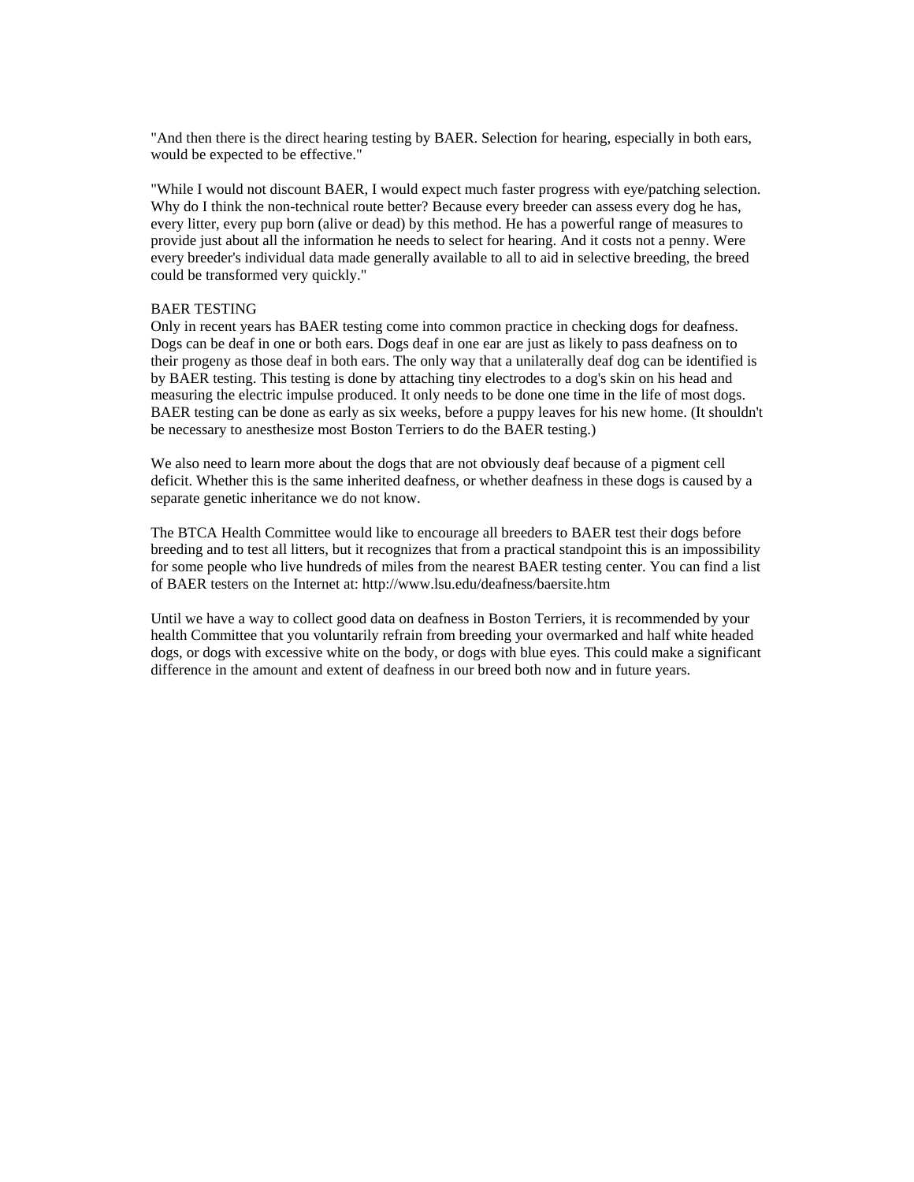"And then there is the direct hearing testing by BAER. Selection for hearing, especially in both ears, would be expected to be effective."

"While I would not discount BAER, I would expect much faster progress with eye/patching selection. Why do I think the non-technical route better? Because every breeder can assess every dog he has, every litter, every pup born (alive or dead) by this method. He has a powerful range of measures to provide just about all the information he needs to select for hearing. And it costs not a penny. Were every breeder's individual data made generally available to all to aid in selective breeding, the breed could be transformed very quickly."

## BAER TESTING

Only in recent years has BAER testing come into common practice in checking dogs for deafness. Dogs can be deaf in one or both ears. Dogs deaf in one ear are just as likely to pass deafness on to their progeny as those deaf in both ears. The only way that a unilaterally deaf dog can be identified is by BAER testing. This testing is done by attaching tiny electrodes to a dog's skin on his head and measuring the electric impulse produced. It only needs to be done one time in the life of most dogs. BAER testing can be done as early as six weeks, before a puppy leaves for his new home. (It shouldn't be necessary to anesthesize most Boston Terriers to do the BAER testing.)

We also need to learn more about the dogs that are not obviously deaf because of a pigment cell deficit. Whether this is the same inherited deafness, or whether deafness in these dogs is caused by a separate genetic inheritance we do not know.

The BTCA Health Committee would like to encourage all breeders to BAER test their dogs before breeding and to test all litters, but it recognizes that from a practical standpoint this is an impossibility for some people who live hundreds of miles from the nearest BAER testing center. You can find a list of BAER testers on the Internet at: http://www.lsu.edu/deafness/baersite.htm

Until we have a way to collect good data on deafness in Boston Terriers, it is recommended by your health Committee that you voluntarily refrain from breeding your overmarked and half white headed dogs, or dogs with excessive white on the body, or dogs with blue eyes. This could make a significant difference in the amount and extent of deafness in our breed both now and in future years.